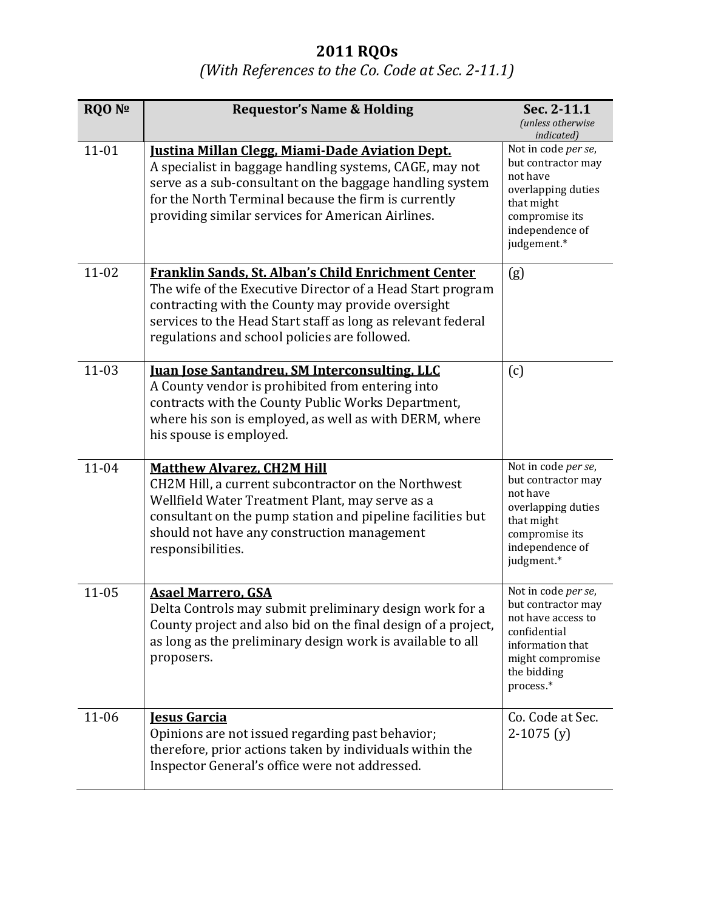# 2011 RQOs

## *(With References to the Co. Code at Sec. 2-11.1)*

| RQO № | Requestor's Name & Holding | Sec. 2-11.1 *(unless otherwise indicated)* |
|---|---|---|
| 11-01 | **Justina Millan Clegg, Miami-Dade Aviation Dept.** A specialist in baggage handling systems, CAGE, may not serve as a sub-consultant on the baggage handling system for the North Terminal because the firm is currently providing similar services for American Airlines. | Not in code *per se*, but contractor may not have overlapping duties that might compromise its independence of judgement.* |
| 11-02 | **Franklin Sands, St. Alban's Child Enrichment Center** The wife of the Executive Director of a Head Start program contracting with the County may provide oversight services to the Head Start staff as long as relevant federal regulations and school policies are followed. | (g) |
| 11-03 | **Juan Jose Santandreu, SM Interconsulting, LLC** A County vendor is prohibited from entering into contracts with the County Public Works Department, where his son is employed, as well as with DERM, where his spouse is employed. | (c) |
| 11-04 | **Matthew Alvarez, CH2M Hill** CH2M Hill, a current subcontractor on the Northwest Wellfield Water Treatment Plant, may serve as a consultant on the pump station and pipeline facilities but should not have any construction management responsibilities. | Not in code *per se*, but contractor may not have overlapping duties that might compromise its independence of judgment.* |
| 11-05 | **Asael Marrero, GSA** Delta Controls may submit preliminary design work for a County project and also bid on the final design of a project, as long as the preliminary design work is available to all proposers. | Not in code *per se*, but contractor may not have access to confidential information that might compromise the bidding process.* |
| 11-06 | **Jesus Garcia** Opinions are not issued regarding past behavior; therefore, prior actions taken by individuals within the Inspector General's office were not addressed. | Co. Code at Sec. 2-1075 (y) |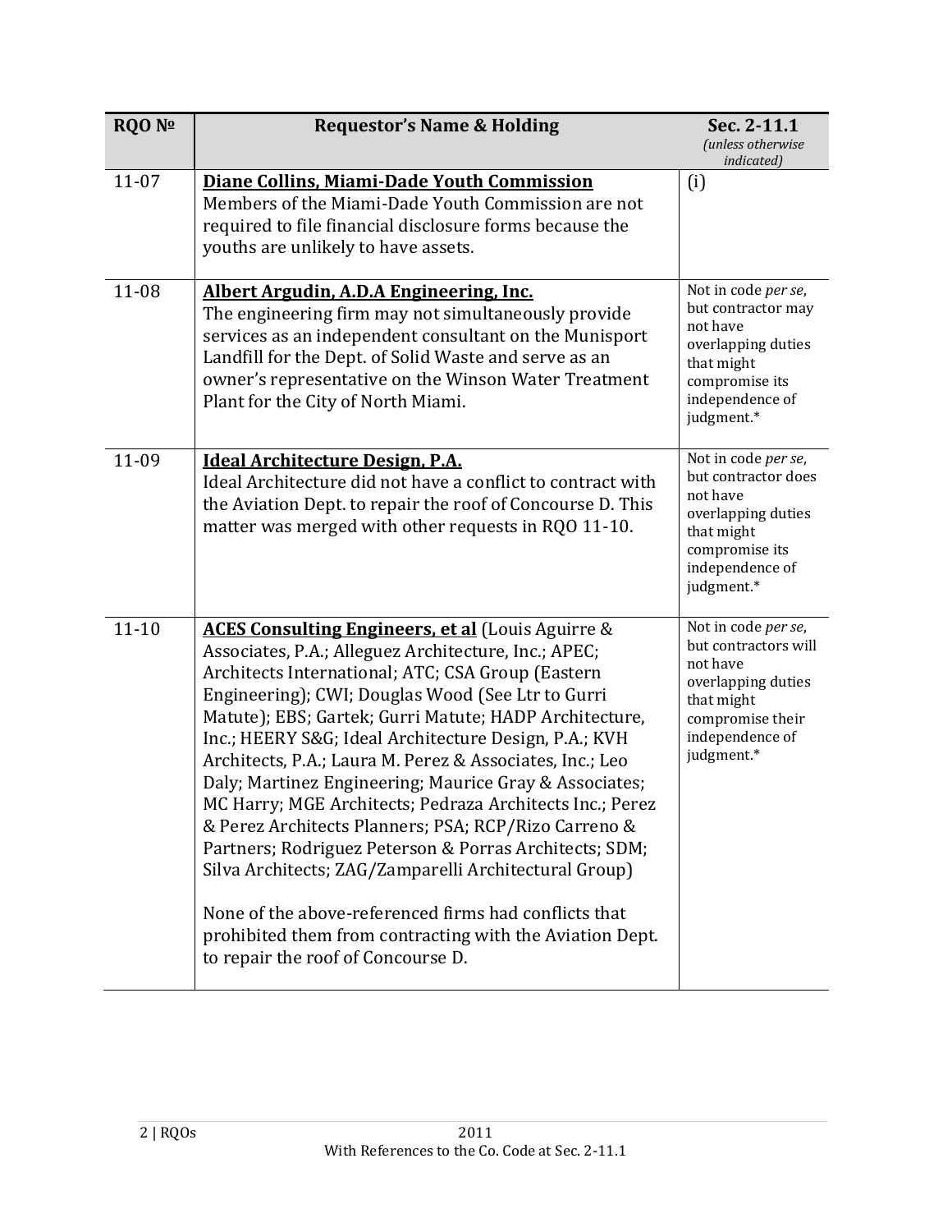| RQO № | Requestor's Name & Holding | Sec. 2-11.1 *(unless otherwise indicated)* |
| --- | --- | --- |
| 11-07 | **<u>Diane Collins, Miami-Dade Youth Commission</u>** Members of the Miami-Dade Youth Commission are not required to file financial disclosure forms because the youths are unlikely to have assets. | (i) |
| 11-08 | **<u>Albert Argudin, A.D.A Engineering, Inc.</u>** The engineering firm may not simultaneously provide services as an independent consultant on the Munisport Landfill for the Dept. of Solid Waste and serve as an owner's representative on the Winson Water Treatment Plant for the City of North Miami. | Not in code *per se*, but contractor may not have overlapping duties that might compromise its independence of judgment.* |
| 11-09 | **<u>Ideal Architecture Design, P.A.</u>** Ideal Architecture did not have a conflict to contract with the Aviation Dept. to repair the roof of Concourse D. This matter was merged with other requests in RQO 11-10. | Not in code *per se*, but contractor does not have overlapping duties that might compromise its independence of judgment.* |
| 11-10 | **<u>ACES Consulting Engineers, et al</u>** (Louis Aguirre & Associates, P.A.; Alleguez Architecture, Inc.; APEC; Architects International; ATC; CSA Group (Eastern Engineering); CWI; Douglas Wood (See Ltr to Gurri Matute); EBS; Gartek; Gurri Matute; HADP Architecture, Inc.; HEERY S&G; Ideal Architecture Design, P.A.; KVH Architects, P.A.; Laura M. Perez & Associates, Inc.; Leo Daly; Martinez Engineering; Maurice Gray & Associates; MC Harry; MGE Architects; Pedraza Architects Inc.; Perez & Perez Architects Planners; PSA; RCP/Rizo Carreno & Partners; Rodriguez Peterson & Porras Architects; SDM; Silva Architects; ZAG/Zamparelli Architectural Group)<br><br>None of the above-referenced firms had conflicts that prohibited them from contracting with the Aviation Dept. to repair the roof of Concourse D. | Not in code *per se*, but contractors will not have overlapping duties that might compromise their independence of judgment.* |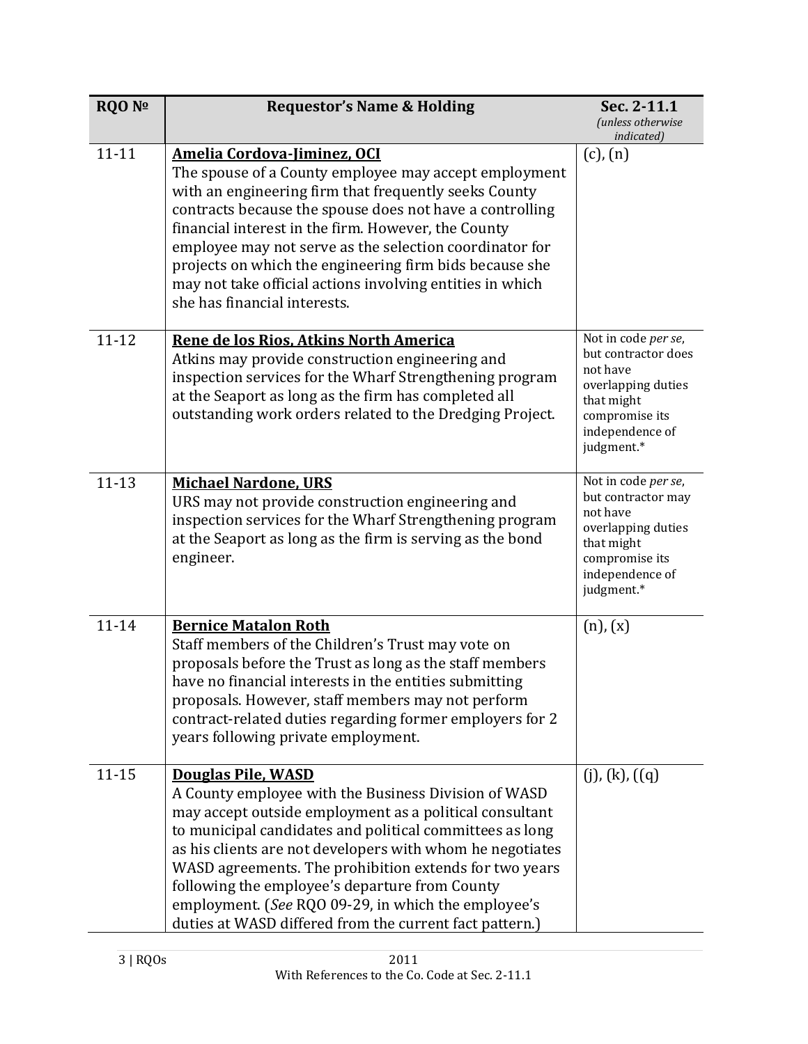| RQO № | Requestor's Name & Holding | Sec. 2-11.1 *(unless otherwise indicated)* |
|---|---|---|
| 11-11 | **Amelia Cordova-Jiminez, OCI** The spouse of a County employee may accept employment with an engineering firm that frequently seeks County contracts because the spouse does not have a controlling financial interest in the firm. However, the County employee may not serve as the selection coordinator for projects on which the engineering firm bids because she may not take official actions involving entities in which she has financial interests. | (c), (n) |
| 11-12 | **Rene de los Rios, Atkins North America** Atkins may provide construction engineering and inspection services for the Wharf Strengthening program at the Seaport as long as the firm has completed all outstanding work orders related to the Dredging Project. | Not in code *per se*, but contractor does not have overlapping duties that might compromise its independence of judgment.* |
| 11-13 | **Michael Nardone, URS** URS may not provide construction engineering and inspection services for the Wharf Strengthening program at the Seaport as long as the firm is serving as the bond engineer. | Not in code *per se*, but contractor may not have overlapping duties that might compromise its independence of judgment.* |
| 11-14 | **Bernice Matalon Roth** Staff members of the Children's Trust may vote on proposals before the Trust as long as the staff members have no financial interests in the entities submitting proposals. However, staff members may not perform contract-related duties regarding former employers for 2 years following private employment. | (n), (x) |
| 11-15 | **Douglas Pile, WASD** A County employee with the Business Division of WASD may accept outside employment as a political consultant to municipal candidates and political committees as long as his clients are not developers with whom he negotiates WASD agreements. The prohibition extends for two years following the employee's departure from County employment. (*See* RQO 09-29, in which the employee's duties at WASD differed from the current fact pattern.) | (j), (k), ((q) |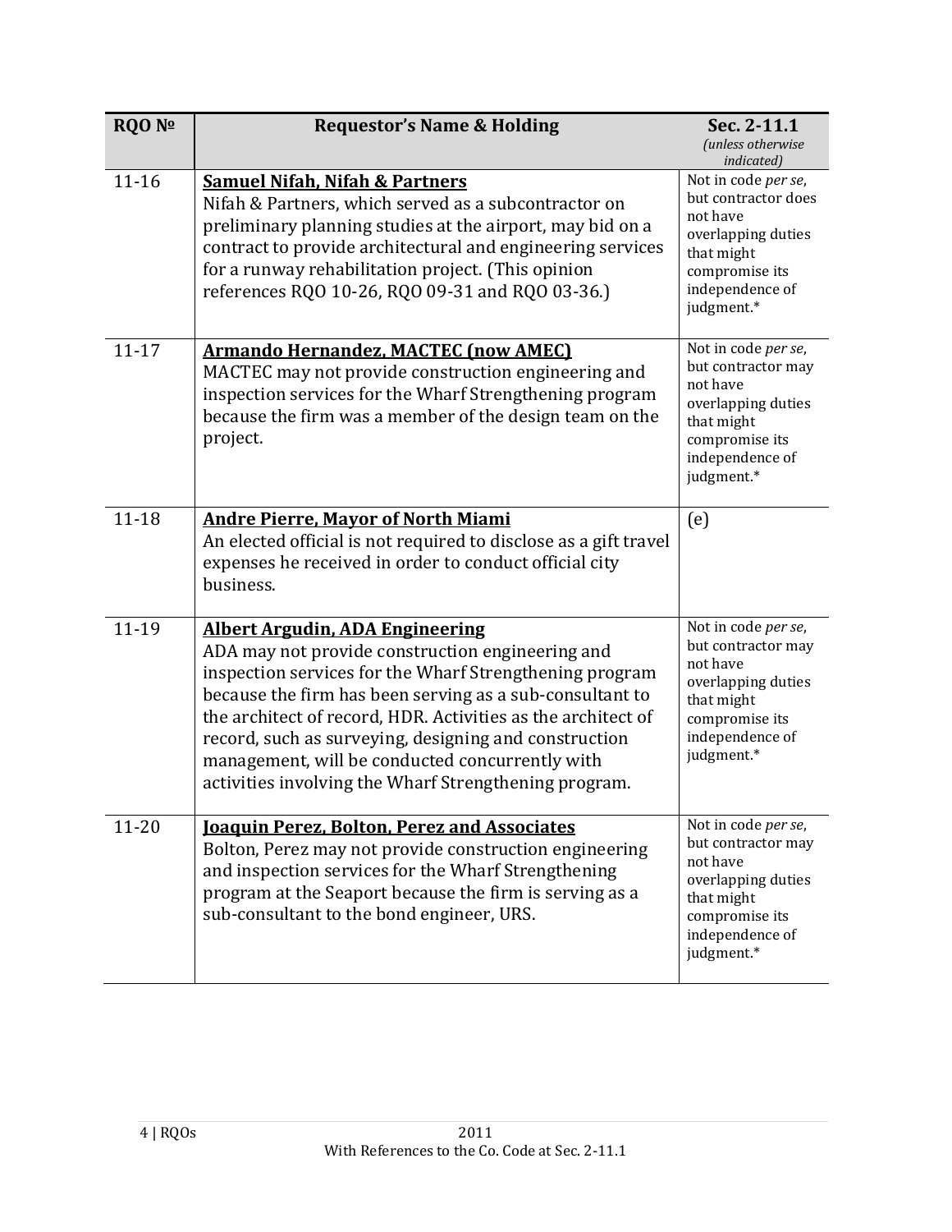| RQO № | Requestor's Name & Holding | Sec. 2-11.1 *(unless otherwise indicated)* |
|---|---|---|
| 11-16 | **Samuel Nifah, Nifah & Partners** Nifah & Partners, which served as a subcontractor on preliminary planning studies at the airport, may bid on a contract to provide architectural and engineering services for a runway rehabilitation project. (This opinion references RQO 10-26, RQO 09-31 and RQO 03-36.) | Not in code *per se*, but contractor does not have overlapping duties that might compromise its independence of judgment.* |
| 11-17 | **Armando Hernandez, MACTEC (now AMEC)** MACTEC may not provide construction engineering and inspection services for the Wharf Strengthening program because the firm was a member of the design team on the project. | Not in code *per se*, but contractor may not have overlapping duties that might compromise its independence of judgment.* |
| 11-18 | **Andre Pierre, Mayor of North Miami** An elected official is not required to disclose as a gift travel expenses he received in order to conduct official city business. | (e) |
| 11-19 | **Albert Argudin, ADA Engineering** ADA may not provide construction engineering and inspection services for the Wharf Strengthening program because the firm has been serving as a sub-consultant to the architect of record, HDR. Activities as the architect of record, such as surveying, designing and construction management, will be conducted concurrently with activities involving the Wharf Strengthening program. | Not in code *per se*, but contractor may not have overlapping duties that might compromise its independence of judgment.* |
| 11-20 | **Joaquin Perez, Bolton, Perez and Associates** Bolton, Perez may not provide construction engineering and inspection services for the Wharf Strengthening program at the Seaport because the firm is serving as a sub-consultant to the bond engineer, URS. | Not in code *per se*, but contractor may not have overlapping duties that might compromise its independence of judgment.* |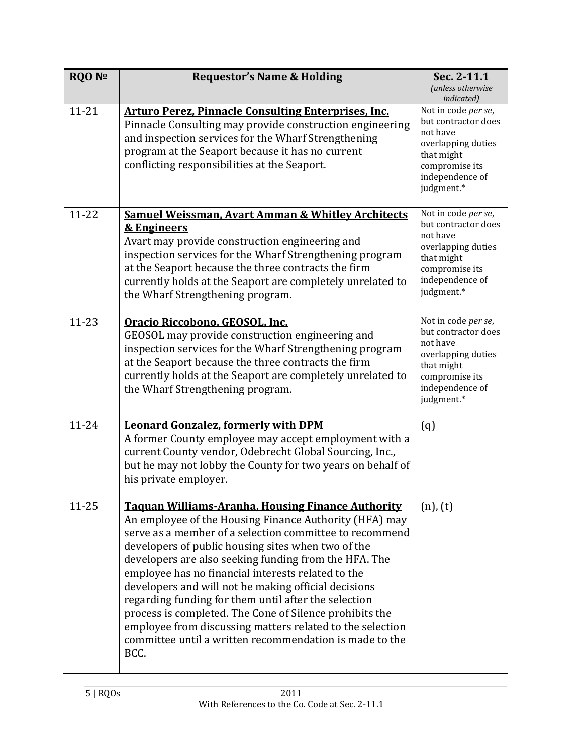| RQO № | Requestor's Name & Holding | Sec. 2-11.1 *(unless otherwise indicated)* |
|---|---|---|
| 11-21 | **Arturo Perez, Pinnacle Consulting Enterprises, Inc.** Pinnacle Consulting may provide construction engineering and inspection services for the Wharf Strengthening program at the Seaport because it has no current conflicting responsibilities at the Seaport. | Not in code *per se*, but contractor does not have overlapping duties that might compromise its independence of judgment.* |
| 11-22 | **Samuel Weissman, Avart Amman & Whitley Architects & Engineers** Avart may provide construction engineering and inspection services for the Wharf Strengthening program at the Seaport because the three contracts the firm currently holds at the Seaport are completely unrelated to the Wharf Strengthening program. | Not in code *per se*, but contractor does not have overlapping duties that might compromise its independence of judgment.* |
| 11-23 | **Oracio Riccobono, GEOSOL, Inc.** GEOSOL may provide construction engineering and inspection services for the Wharf Strengthening program at the Seaport because the three contracts the firm currently holds at the Seaport are completely unrelated to the Wharf Strengthening program. | Not in code *per se*, but contractor does not have overlapping duties that might compromise its independence of judgment.* |
| 11-24 | **Leonard Gonzalez, formerly with DPM** A former County employee may accept employment with a current County vendor, Odebrecht Global Sourcing, Inc., but he may not lobby the County for two years on behalf of his private employer. | (q) |
| 11-25 | **Taquan Williams-Aranha, Housing Finance Authority** An employee of the Housing Finance Authority (HFA) may serve as a member of a selection committee to recommend developers of public housing sites when two of the developers are also seeking funding from the HFA. The employee has no financial interests related to the developers and will not be making official decisions regarding funding for them until after the selection process is completed. The Cone of Silence prohibits the employee from discussing matters related to the selection committee until a written recommendation is made to the BCC. | (n), (t) |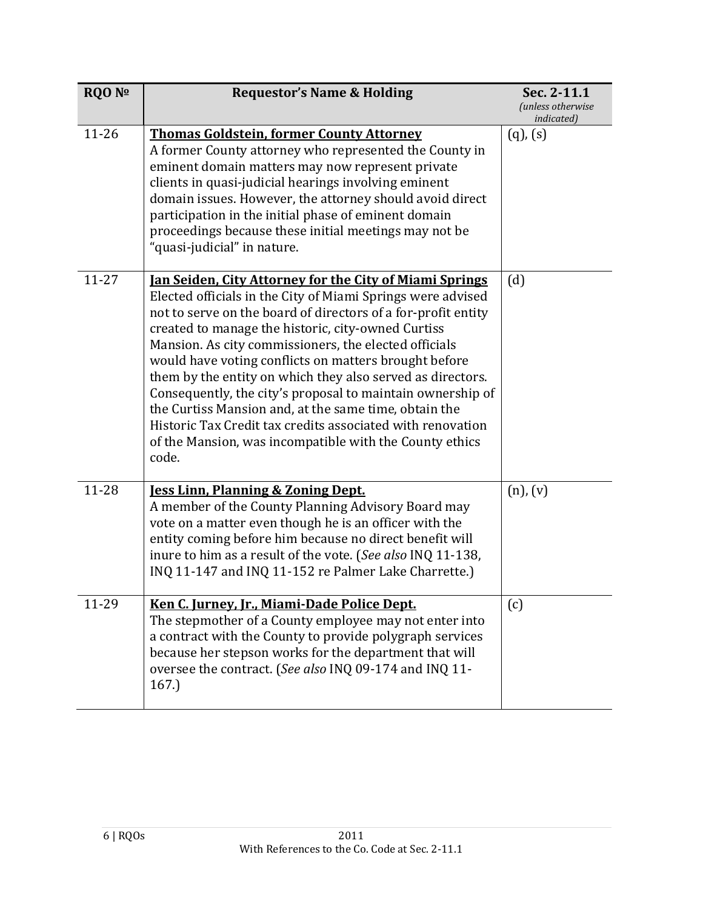| RQO № | Requestor's Name & Holding | Sec. 2-11.1 *(unless otherwise indicated)* |
|---|---|---|
| 11-26 | **Thomas Goldstein, former County Attorney** A former County attorney who represented the County in eminent domain matters may now represent private clients in quasi-judicial hearings involving eminent domain issues. However, the attorney should avoid direct participation in the initial phase of eminent domain proceedings because these initial meetings may not be "quasi-judicial" in nature. | (q), (s) |
| 11-27 | **Jan Seiden, City Attorney for the City of Miami Springs** Elected officials in the City of Miami Springs were advised not to serve on the board of directors of a for-profit entity created to manage the historic, city-owned Curtiss Mansion. As city commissioners, the elected officials would have voting conflicts on matters brought before them by the entity on which they also served as directors. Consequently, the city's proposal to maintain ownership of the Curtiss Mansion and, at the same time, obtain the Historic Tax Credit tax credits associated with renovation of the Mansion, was incompatible with the County ethics code. | (d) |
| 11-28 | **Jess Linn, Planning & Zoning Dept.** A member of the County Planning Advisory Board may vote on a matter even though he is an officer with the entity coming before him because no direct benefit will inure to him as a result of the vote. (*See also* INQ 11-138, INQ 11-147 and INQ 11-152 re Palmer Lake Charrette.) | (n), (v) |
| 11-29 | **Ken C. Jurney, Jr., Miami-Dade Police Dept.** The stepmother of a County employee may not enter into a contract with the County to provide polygraph services because her stepson works for the department that will oversee the contract. (*See also* INQ 09-174 and INQ 11-167.) | (c) |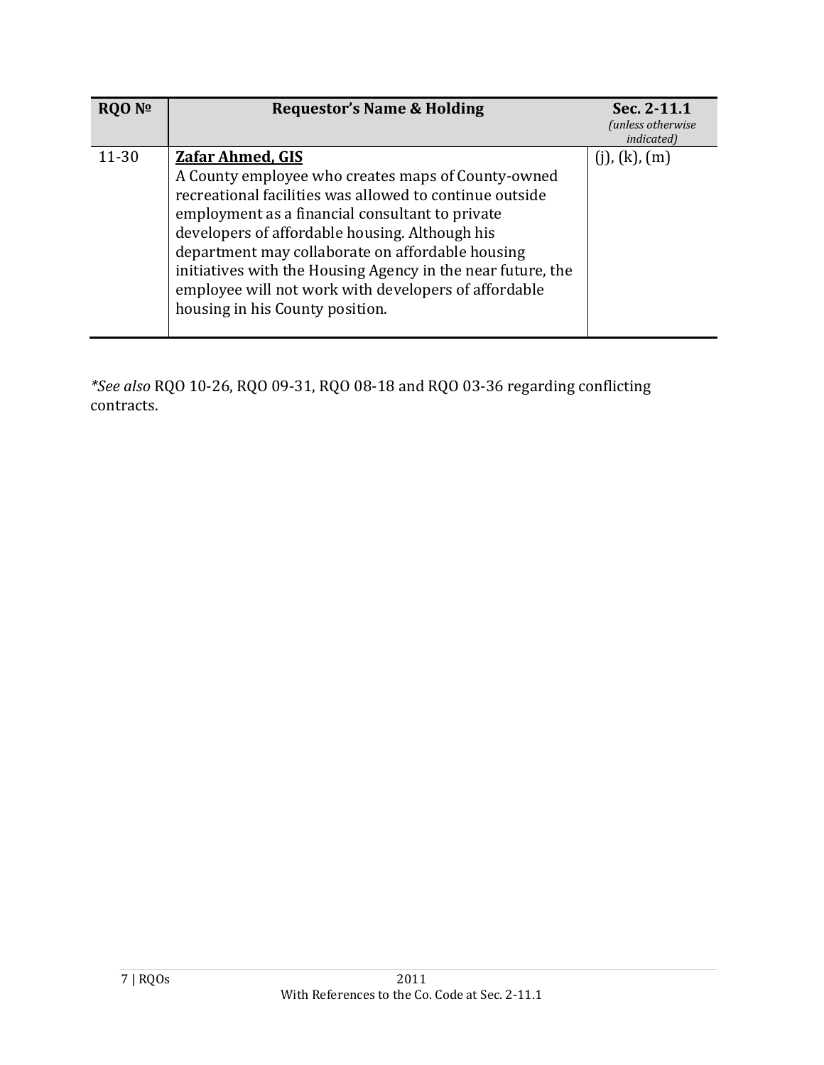| RQO № | Requestor's Name & Holding | Sec. 2-11.1 *(unless otherwise indicated)* |
|---|---|---|
| 11-30 | **Zafar Ahmed, GIS**<br>A County employee who creates maps of County-owned recreational facilities was allowed to continue outside employment as a financial consultant to private developers of affordable housing. Although his department may collaborate on affordable housing initiatives with the Housing Agency in the near future, the employee will not work with developers of affordable housing in his County position. | (j), (k), (m) |

**See also* RQO 10-26, RQO 09-31, RQO 08-18 and RQO 03-36 regarding conflicting contracts.